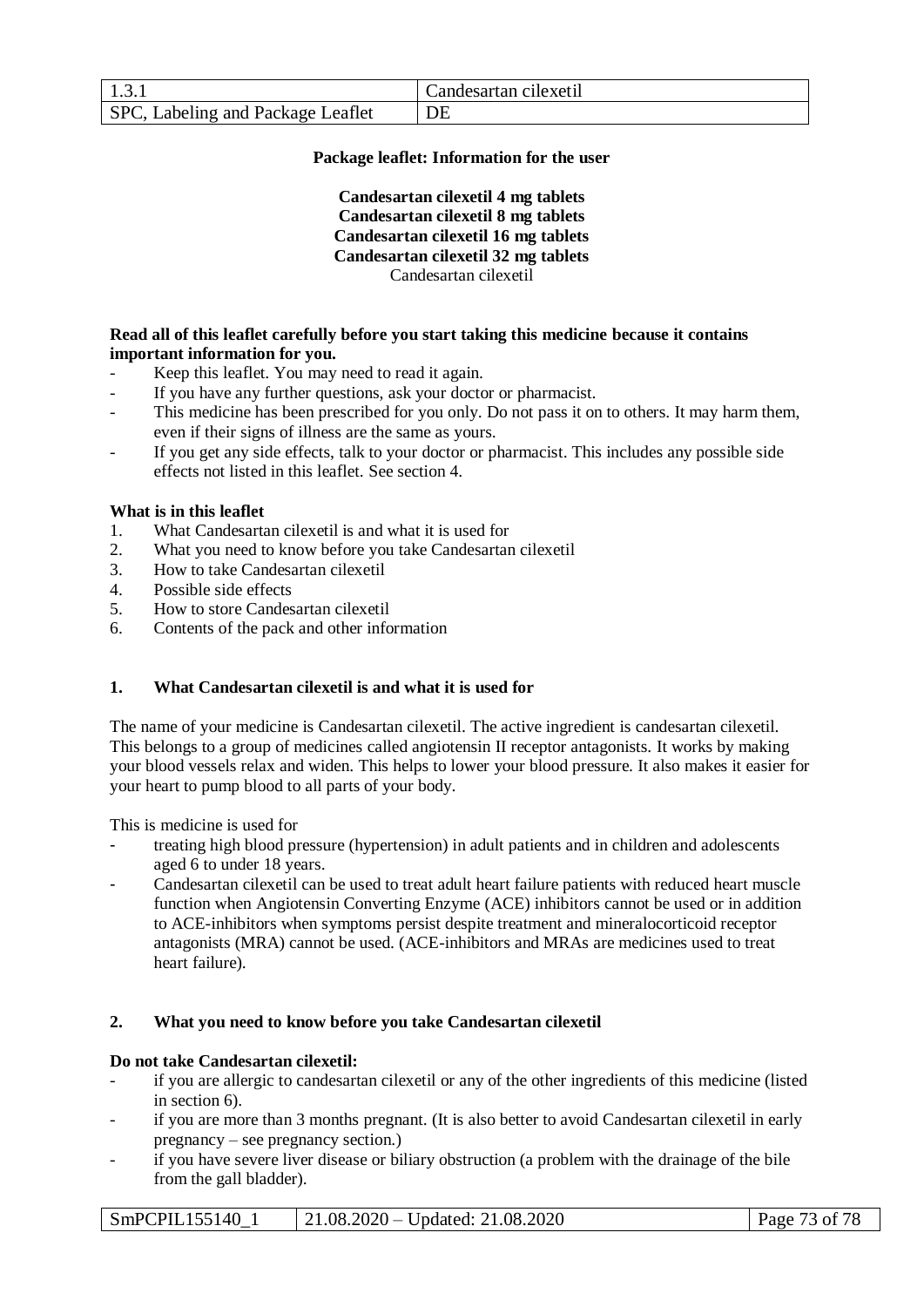**Package leaflet: Information for the user**

**Candesartan cilexetil 4 mg tablets**
**Candesartan cilexetil 8 mg tablets**
**Candesartan cilexetil 16 mg tablets**
**Candesartan cilexetil 32 mg tablets**
Candesartan cilexetil

**Read all of this leaflet carefully before you start taking this medicine because it contains important information for you.**

- Keep this leaflet. You may need to read it again.
- If you have any further questions, ask your doctor or pharmacist.
- This medicine has been prescribed for you only. Do not pass it on to others. It may harm them, even if their signs of illness are the same as yours.
- If you get any side effects, talk to your doctor or pharmacist. This includes any possible side effects not listed in this leaflet. See section 4.

**What is in this leaflet**

1. What Candesartan cilexetil is and what it is used for
2. What you need to know before you take Candesartan cilexetil
3. How to take Candesartan cilexetil
4. Possible side effects
5. How to store Candesartan cilexetil
6. Contents of the pack and other information

## 1. What Candesartan cilexetil is and what it is used for

The name of your medicine is Candesartan cilexetil. The active ingredient is candesartan cilexetil. This belongs to a group of medicines called angiotensin II receptor antagonists. It works by making your blood vessels relax and widen. This helps to lower your blood pressure. It also makes it easier for your heart to pump blood to all parts of your body.

This is medicine is used for

- treating high blood pressure (hypertension) in adult patients and in children and adolescents aged 6 to under 18 years.
- Candesartan cilexetil can be used to treat adult heart failure patients with reduced heart muscle function when Angiotensin Converting Enzyme (ACE) inhibitors cannot be used or in addition to ACE-inhibitors when symptoms persist despite treatment and mineralocorticoid receptor antagonists (MRA) cannot be used. (ACE-inhibitors and MRAs are medicines used to treat heart failure).

## 2. What you need to know before you take Candesartan cilexetil

**Do not take Candesartan cilexetil:**

- if you are allergic to candesartan cilexetil or any of the other ingredients of this medicine (listed in section 6).
- if you are more than 3 months pregnant. (It is also better to avoid Candesartan cilexetil in early pregnancy – see pregnancy section.)
- if you have severe liver disease or biliary obstruction (a problem with the drainage of the bile from the gall bladder).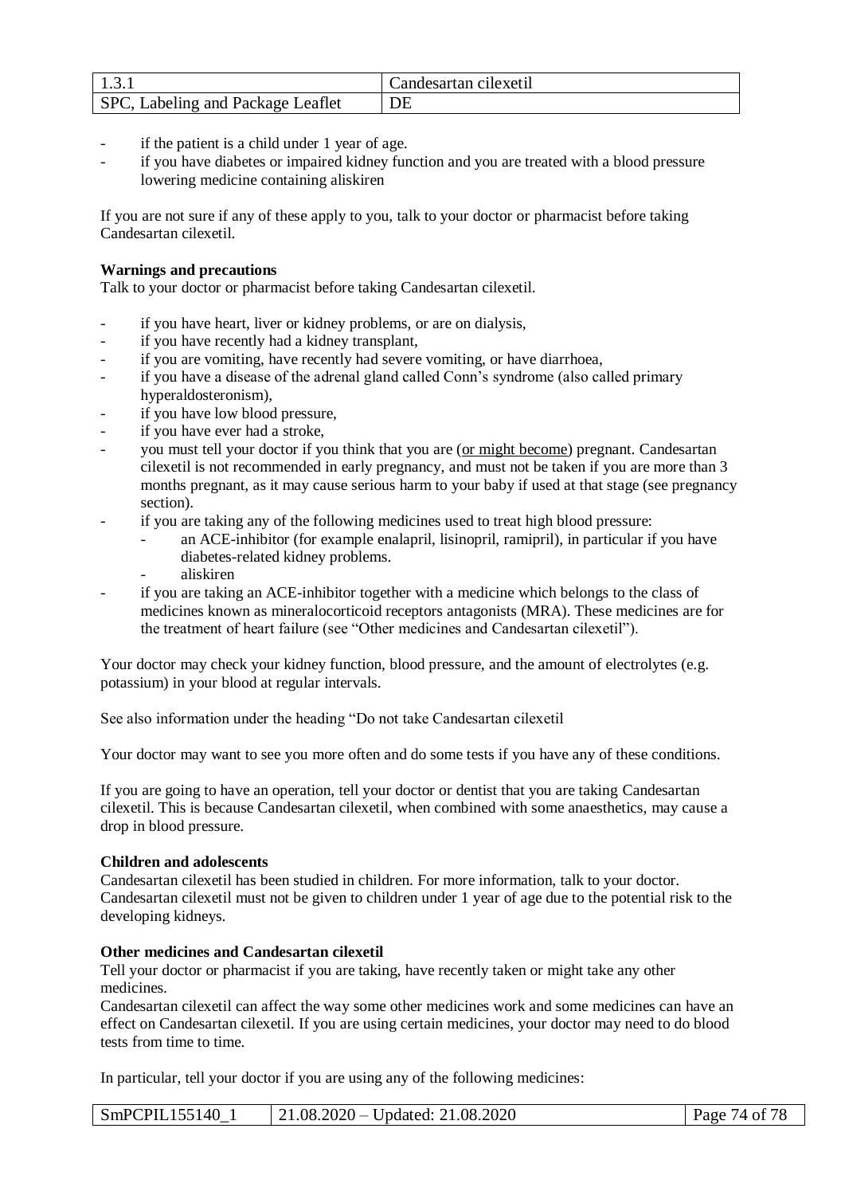- if the patient is a child under 1 year of age.
- if you have diabetes or impaired kidney function and you are treated with a blood pressure lowering medicine containing aliskiren

If you are not sure if any of these apply to you, talk to your doctor or pharmacist before taking Candesartan cilexetil.

**Warnings and precautions**
Talk to your doctor or pharmacist before taking Candesartan cilexetil.

- if you have heart, liver or kidney problems, or are on dialysis,
- if you have recently had a kidney transplant,
- if you are vomiting, have recently had severe vomiting, or have diarrhoea,
- if you have a disease of the adrenal gland called Conn's syndrome (also called primary hyperaldosteronism),
- if you have low blood pressure,
- if you have ever had a stroke,
- you must tell your doctor if you think that you are (or might become) pregnant. Candesartan cilexetil is not recommended in early pregnancy, and must not be taken if you are more than 3 months pregnant, as it may cause serious harm to your baby if used at that stage (see pregnancy section).
- if you are taking any of the following medicines used to treat high blood pressure:
  - an ACE-inhibitor (for example enalapril, lisinopril, ramipril), in particular if you have diabetes-related kidney problems.
  - aliskiren
- if you are taking an ACE-inhibitor together with a medicine which belongs to the class of medicines known as mineralocorticoid receptors antagonists (MRA). These medicines are for the treatment of heart failure (see "Other medicines and Candesartan cilexetil").

Your doctor may check your kidney function, blood pressure, and the amount of electrolytes (e.g. potassium) in your blood at regular intervals.

See also information under the heading "Do not take Candesartan cilexetil

Your doctor may want to see you more often and do some tests if you have any of these conditions.

If you are going to have an operation, tell your doctor or dentist that you are taking Candesartan cilexetil. This is because Candesartan cilexetil, when combined with some anaesthetics, may cause a drop in blood pressure.

**Children and adolescents**
Candesartan cilexetil has been studied in children. For more information, talk to your doctor. Candesartan cilexetil must not be given to children under 1 year of age due to the potential risk to the developing kidneys.

**Other medicines and Candesartan cilexetil**
Tell your doctor or pharmacist if you are taking, have recently taken or might take any other medicines.
Candesartan cilexetil can affect the way some other medicines work and some medicines can have an effect on Candesartan cilexetil. If you are using certain medicines, your doctor may need to do blood tests from time to time.

In particular, tell your doctor if you are using any of the following medicines: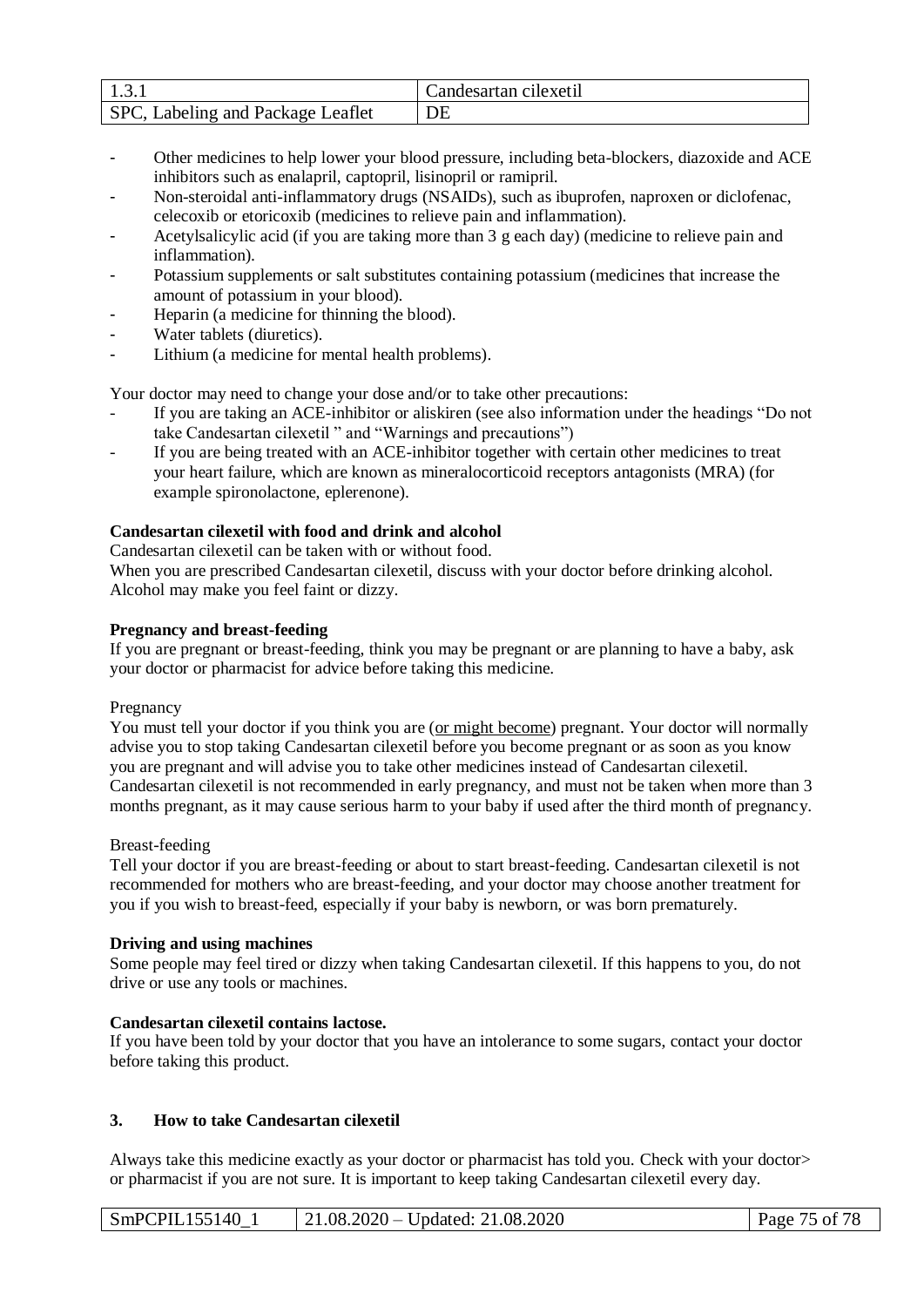- Other medicines to help lower your blood pressure, including beta-blockers, diazoxide and ACE inhibitors such as enalapril, captopril, lisinopril or ramipril.
- Non-steroidal anti-inflammatory drugs (NSAIDs), such as ibuprofen, naproxen or diclofenac, celecoxib or etoricoxib (medicines to relieve pain and inflammation).
- Acetylsalicylic acid (if you are taking more than 3 g each day) (medicine to relieve pain and inflammation).
- Potassium supplements or salt substitutes containing potassium (medicines that increase the amount of potassium in your blood).
- Heparin (a medicine for thinning the blood).
- Water tablets (diuretics).
- Lithium (a medicine for mental health problems).

Your doctor may need to change your dose and/or to take other precautions:
- If you are taking an ACE-inhibitor or aliskiren (see also information under the headings "Do not take Candesartan cilexetil " and "Warnings and precautions")
- If you are being treated with an ACE-inhibitor together with certain other medicines to treat your heart failure, which are known as mineralocorticoid receptors antagonists (MRA) (for example spironolactone, eplerenone).

**Candesartan cilexetil with food and drink and alcohol**

Candesartan cilexetil can be taken with or without food.
When you are prescribed Candesartan cilexetil, discuss with your doctor before drinking alcohol. Alcohol may make you feel faint or dizzy.

**Pregnancy and breast-feeding**

If you are pregnant or breast-feeding, think you may be pregnant or are planning to have a baby, ask your doctor or pharmacist for advice before taking this medicine.

Pregnancy

You must tell your doctor if you think you are (or might become) pregnant. Your doctor will normally advise you to stop taking Candesartan cilexetil before you become pregnant or as soon as you know you are pregnant and will advise you to take other medicines instead of Candesartan cilexetil. Candesartan cilexetil is not recommended in early pregnancy, and must not be taken when more than 3 months pregnant, as it may cause serious harm to your baby if used after the third month of pregnancy.

Breast-feeding

Tell your doctor if you are breast-feeding or about to start breast-feeding. Candesartan cilexetil is not recommended for mothers who are breast-feeding, and your doctor may choose another treatment for you if you wish to breast-feed, especially if your baby is newborn, or was born prematurely.

**Driving and using machines**

Some people may feel tired or dizzy when taking Candesartan cilexetil. If this happens to you, do not drive or use any tools or machines.

**Candesartan cilexetil contains lactose.**

If you have been told by your doctor that you have an intolerance to some sugars, contact your doctor before taking this product.

## 3. How to take Candesartan cilexetil

Always take this medicine exactly as your doctor or pharmacist has told you. Check with your doctor> or pharmacist if you are not sure. It is important to keep taking Candesartan cilexetil every day.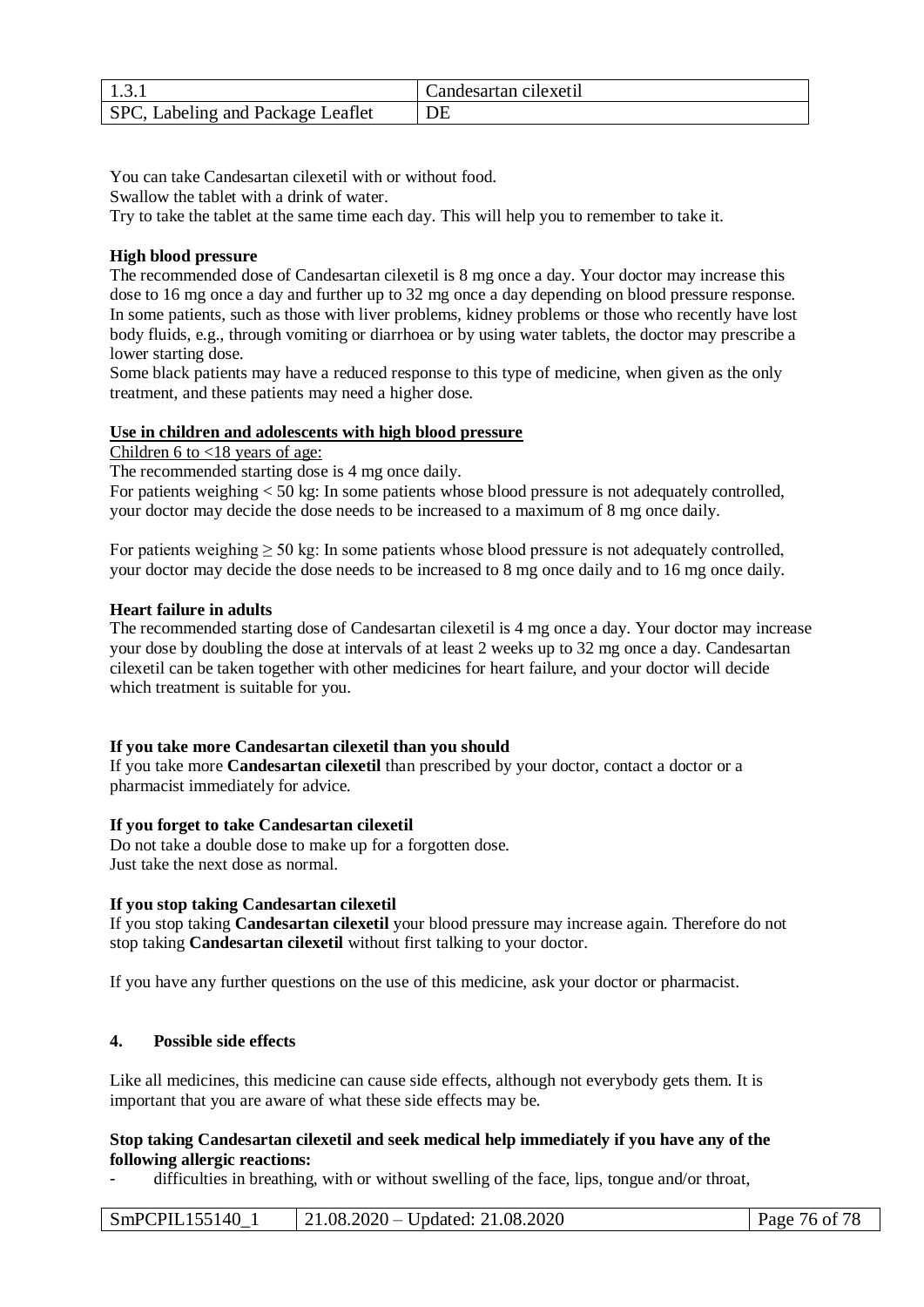You can take Candesartan cilexetil with or without food.
Swallow the tablet with a drink of water.
Try to take the tablet at the same time each day. This will help you to remember to take it.

**High blood pressure**

The recommended dose of Candesartan cilexetil is 8 mg once a day. Your doctor may increase this dose to 16 mg once a day and further up to 32 mg once a day depending on blood pressure response. In some patients, such as those with liver problems, kidney problems or those who recently have lost body fluids, e.g., through vomiting or diarrhoea or by using water tablets, the doctor may prescribe a lower starting dose.
Some black patients may have a reduced response to this type of medicine, when given as the only treatment, and these patients may need a higher dose.

**Use in children and adolescents with high blood pressure**

Children 6 to <18 years of age:

The recommended starting dose is 4 mg once daily.
For patients weighing < 50 kg: In some patients whose blood pressure is not adequately controlled, your doctor may decide the dose needs to be increased to a maximum of 8 mg once daily.

For patients weighing ≥ 50 kg: In some patients whose blood pressure is not adequately controlled, your doctor may decide the dose needs to be increased to 8 mg once daily and to 16 mg once daily.

**Heart failure in adults**

The recommended starting dose of Candesartan cilexetil is 4 mg once a day. Your doctor may increase your dose by doubling the dose at intervals of at least 2 weeks up to 32 mg once a day. Candesartan cilexetil can be taken together with other medicines for heart failure, and your doctor will decide which treatment is suitable for you.

**If you take more Candesartan cilexetil than you should**

If you take more **Candesartan cilexetil** than prescribed by your doctor, contact a doctor or a pharmacist immediately for advice.

**If you forget to take Candesartan cilexetil**

Do not take a double dose to make up for a forgotten dose.
Just take the next dose as normal.

**If you stop taking Candesartan cilexetil**

If you stop taking **Candesartan cilexetil** your blood pressure may increase again. Therefore do not stop taking **Candesartan cilexetil** without first talking to your doctor.

If you have any further questions on the use of this medicine, ask your doctor or pharmacist.

## 4. Possible side effects

Like all medicines, this medicine can cause side effects, although not everybody gets them. It is important that you are aware of what these side effects may be.

**Stop taking Candesartan cilexetil and seek medical help immediately if you have any of the following allergic reactions:**

- difficulties in breathing, with or without swelling of the face, lips, tongue and/or throat,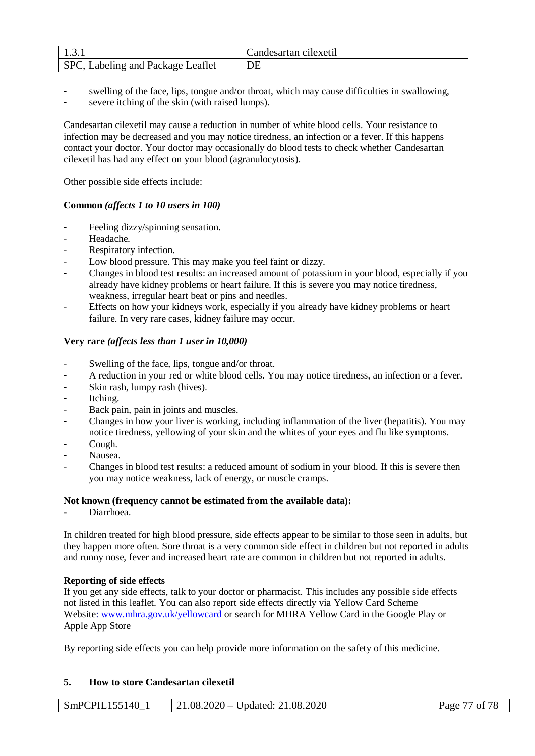- swelling of the face, lips, tongue and/or throat, which may cause difficulties in swallowing,
- severe itching of the skin (with raised lumps).

Candesartan cilexetil may cause a reduction in number of white blood cells. Your resistance to infection may be decreased and you may notice tiredness, an infection or a fever. If this happens contact your doctor. Your doctor may occasionally do blood tests to check whether Candesartan cilexetil has had any effect on your blood (agranulocytosis).

Other possible side effects include:

**Common** ***(affects 1 to 10 users in 100)***

- Feeling dizzy/spinning sensation.
- Headache.
- Respiratory infection.
- Low blood pressure. This may make you feel faint or dizzy.
- Changes in blood test results: an increased amount of potassium in your blood, especially if you already have kidney problems or heart failure. If this is severe you may notice tiredness, weakness, irregular heart beat or pins and needles.
- Effects on how your kidneys work, especially if you already have kidney problems or heart failure. In very rare cases, kidney failure may occur.

**Very rare** ***(affects less than 1 user in 10,000)***

- Swelling of the face, lips, tongue and/or throat.
- A reduction in your red or white blood cells. You may notice tiredness, an infection or a fever.
- Skin rash, lumpy rash (hives).
- Itching.
- Back pain, pain in joints and muscles.
- Changes in how your liver is working, including inflammation of the liver (hepatitis). You may notice tiredness, yellowing of your skin and the whites of your eyes and flu like symptoms.
- Cough.
- Nausea.
- Changes in blood test results: a reduced amount of sodium in your blood. If this is severe then you may notice weakness, lack of energy, or muscle cramps.

**Not known (frequency cannot be estimated from the available data):**

- Diarrhoea.

In children treated for high blood pressure, side effects appear to be similar to those seen in adults, but they happen more often. Sore throat is a very common side effect in children but not reported in adults and runny nose, fever and increased heart rate are common in children but not reported in adults.

**Reporting of side effects**

If you get any side effects, talk to your doctor or pharmacist. This includes any possible side effects not listed in this leaflet. You can also report side effects directly via Yellow Card Scheme Website: [www.mhra.gov.uk/yellowcard](http://www.mhra.gov.uk/yellowcard) or search for MHRA Yellow Card in the Google Play or Apple App Store

By reporting side effects you can help provide more information on the safety of this medicine.

## 5. How to store Candesartan cilexetil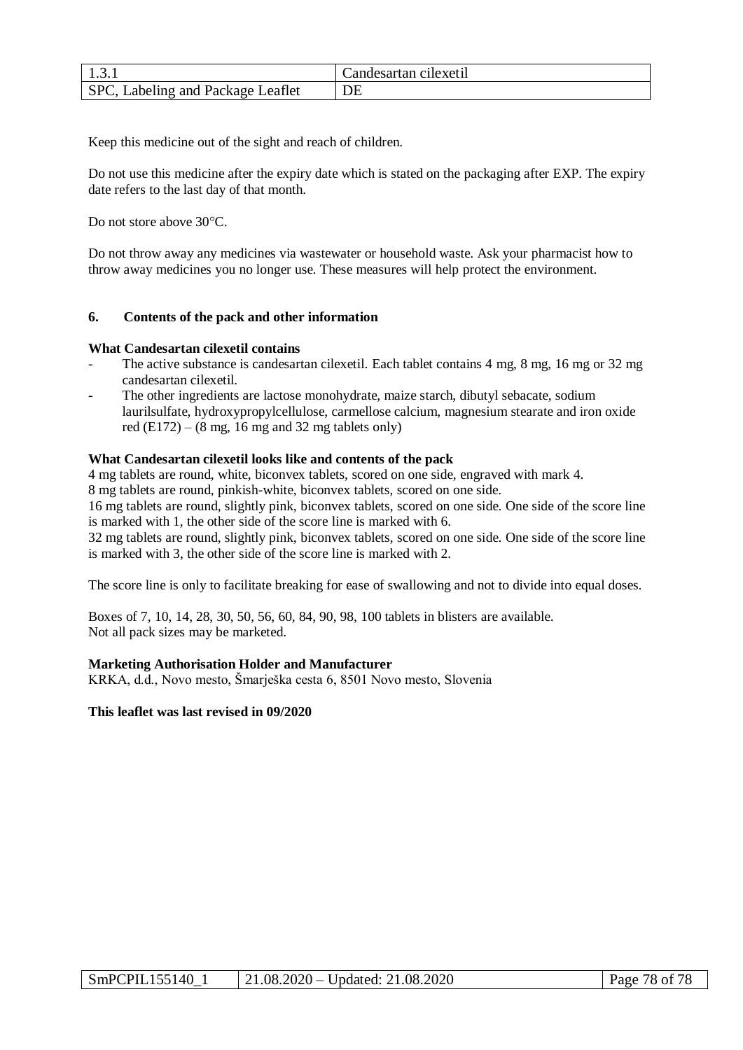Keep this medicine out of the sight and reach of children.

Do not use this medicine after the expiry date which is stated on the packaging after EXP. The expiry date refers to the last day of that month.

Do not store above 30°C.

Do not throw away any medicines via wastewater or household waste. Ask your pharmacist how to throw away medicines you no longer use. These measures will help protect the environment.

## 6. Contents of the pack and other information

**What Candesartan cilexetil contains**

- The active substance is candesartan cilexetil. Each tablet contains 4 mg, 8 mg, 16 mg or 32 mg candesartan cilexetil.
- The other ingredients are lactose monohydrate, maize starch, dibutyl sebacate, sodium laurilsulfate, hydroxypropylcellulose, carmellose calcium, magnesium stearate and iron oxide red (E172) – (8 mg, 16 mg and 32 mg tablets only)

**What Candesartan cilexetil looks like and contents of the pack**

4 mg tablets are round, white, biconvex tablets, scored on one side, engraved with mark 4.
8 mg tablets are round, pinkish-white, biconvex tablets, scored on one side.
16 mg tablets are round, slightly pink, biconvex tablets, scored on one side. One side of the score line is marked with 1, the other side of the score line is marked with 6.
32 mg tablets are round, slightly pink, biconvex tablets, scored on one side. One side of the score line is marked with 3, the other side of the score line is marked with 2.

The score line is only to facilitate breaking for ease of swallowing and not to divide into equal doses.

Boxes of 7, 10, 14, 28, 30, 50, 56, 60, 84, 90, 98, 100 tablets in blisters are available.
Not all pack sizes may be marketed.

**Marketing Authorisation Holder and Manufacturer**
KRKA, d.d., Novo mesto, Šmarješka cesta 6, 8501 Novo mesto, Slovenia

**This leaflet was last revised in 09/2020**